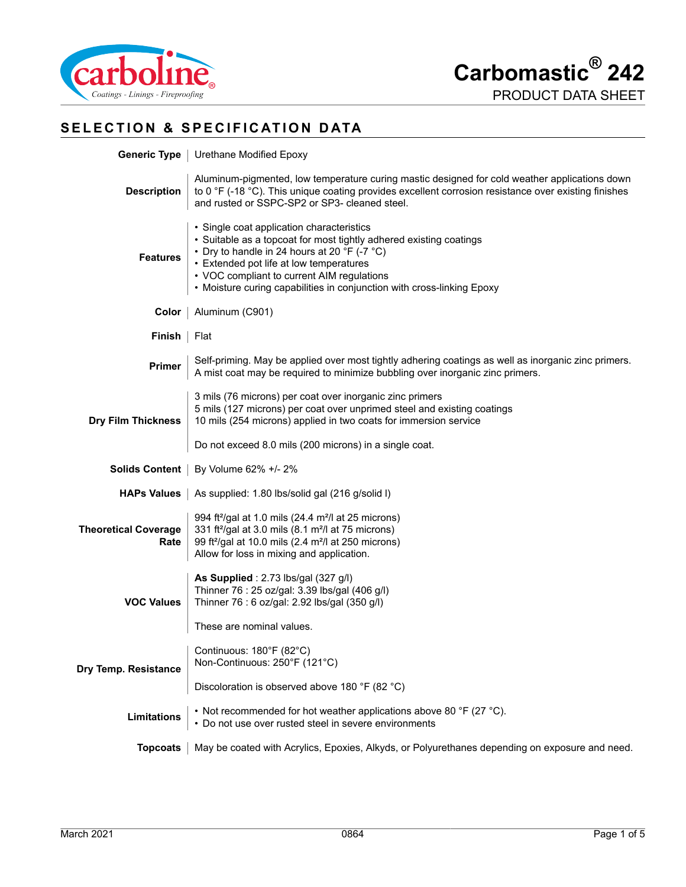# Carbomastic® 242

PRODUCT DATA SHEET

## SELECTION & SPECIFICATION DATA

| | |
|---|---|
| **Generic Type** | Urethane Modified Epoxy |
| **Description** | Aluminum-pigmented, low temperature curing mastic designed for cold weather applications down to 0 °F (-18 °C). This unique coating provides excellent corrosion resistance over existing finishes and rusted or SSPC-SP2 or SP3- cleaned steel. |
| **Features** | • Single coat application characteristics<br>• Suitable as a topcoat for most tightly adhered existing coatings<br>• Dry to handle in 24 hours at 20 °F (-7 °C)<br>• Extended pot life at low temperatures<br>• VOC compliant to current AIM regulations<br>• Moisture curing capabilities in conjunction with cross-linking Epoxy |
| **Color** | Aluminum (C901) |
| **Finish** | Flat |
| **Primer** | Self-priming. May be applied over most tightly adhering coatings as well as inorganic zinc primers. A mist coat may be required to minimize bubbling over inorganic zinc primers. |
| **Dry Film Thickness** | 3 mils (76 microns) per coat over inorganic zinc primers<br>5 mils (127 microns) per coat over unprimed steel and existing coatings<br>10 mils (254 microns) applied in two coats for immersion service<br><br>Do not exceed 8.0 mils (200 microns) in a single coat. |
| **Solids Content** | By Volume 62% +/- 2% |
| **HAPs Values** | As supplied: 1.80 lbs/solid gal (216 g/solid l) |
| **Theoretical Coverage Rate** | 994 ft²/gal at 1.0 mils (24.4 m²/l at 25 microns)<br>331 ft²/gal at 3.0 mils (8.1 m²/l at 75 microns)<br>99 ft²/gal at 10.0 mils (2.4 m²/l at 250 microns)<br>Allow for loss in mixing and application. |
| **VOC Values** | **As Supplied** : 2.73 lbs/gal (327 g/l)<br>Thinner 76 : 25 oz/gal: 3.39 lbs/gal (406 g/l)<br>Thinner 76 : 6 oz/gal: 2.92 lbs/gal (350 g/l)<br><br>These are nominal values. |
| **Dry Temp. Resistance** | Continuous: 180°F (82°C)<br>Non-Continuous: 250°F (121°C)<br><br>Discoloration is observed above 180 °F (82 °C) |
| **Limitations** | • Not recommended for hot weather applications above 80 °F (27 °C).<br>• Do not use over rusted steel in severe environments |
| **Topcoats** | May be coated with Acrylics, Epoxies, Alkyds, or Polyurethanes depending on exposure and need. |

March 2021 0864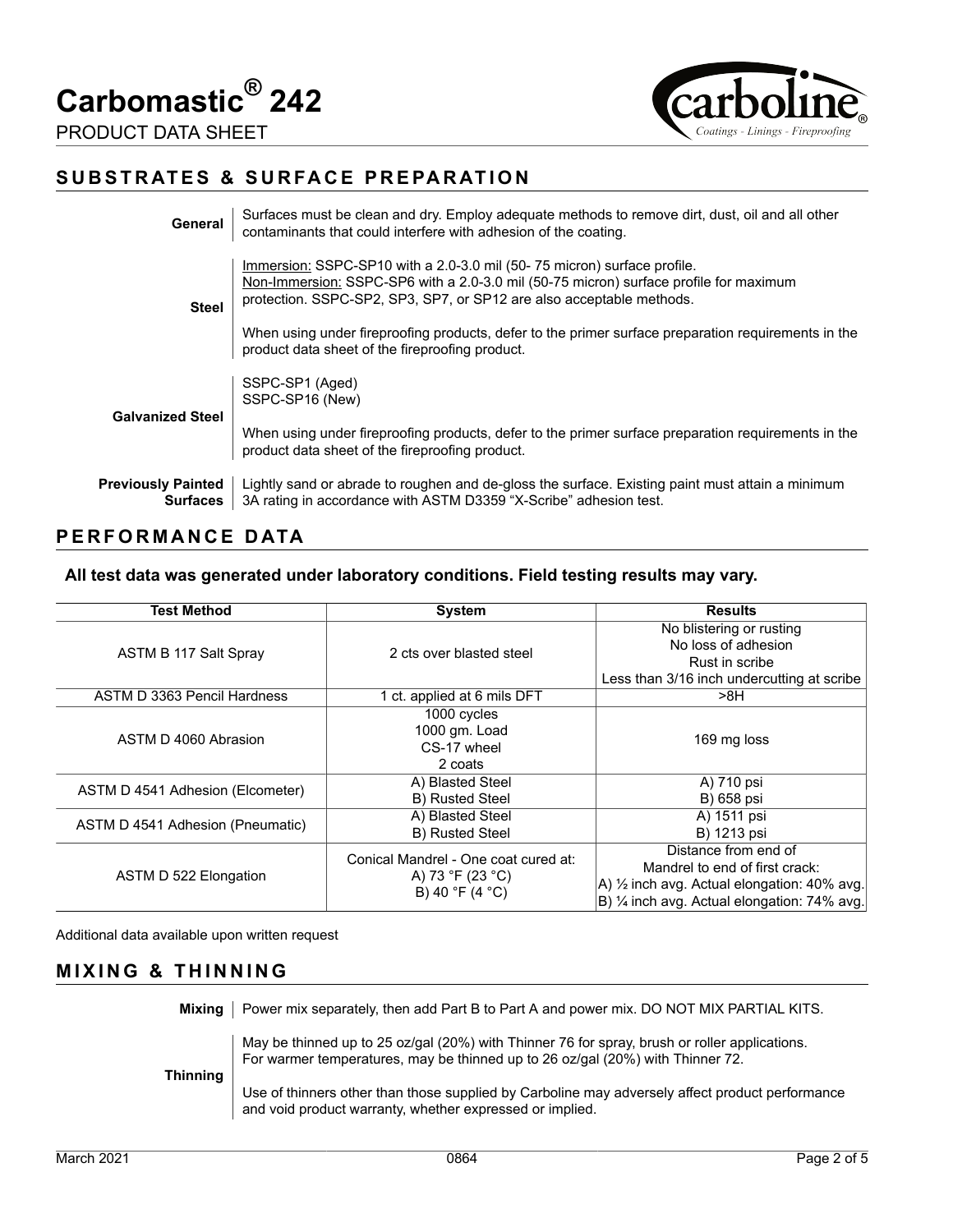# Carbomastic® 242

PRODUCT DATA SHEET

## SUBSTRATES & SURFACE PREPARATION

**General** — Surfaces must be clean and dry. Employ adequate methods to remove dirt, dust, oil and all other contaminants that could interfere with adhesion of the coating.

**Steel** — Immersion: SSPC-SP10 with a 2.0-3.0 mil (50- 75 micron) surface profile.
Non-Immersion: SSPC-SP6 with a 2.0-3.0 mil (50-75 micron) surface profile for maximum protection. SSPC-SP2, SP3, SP7, or SP12 are also acceptable methods.

When using under fireproofing products, defer to the primer surface preparation requirements in the product data sheet of the fireproofing product.

**Galvanized Steel** — SSPC-SP1 (Aged)
SSPC-SP16 (New)

When using under fireproofing products, defer to the primer surface preparation requirements in the product data sheet of the fireproofing product.

**Previously Painted Surfaces** — Lightly sand or abrade to roughen and de-gloss the surface. Existing paint must attain a minimum 3A rating in accordance with ASTM D3359 "X-Scribe" adhesion test.

## PERFORMANCE DATA

**All test data was generated under laboratory conditions. Field testing results may vary.**

| Test Method | System | Results |
|---|---|---|
| ASTM B 117 Salt Spray | 2 cts over blasted steel | No blistering or rusting<br>No loss of adhesion<br>Rust in scribe<br>Less than 3/16 inch undercutting at scribe |
| ASTM D 3363 Pencil Hardness | 1 ct. applied at 6 mils DFT | >8H |
| ASTM D 4060 Abrasion | 1000 cycles<br>1000 gm. Load<br>CS-17 wheel<br>2 coats | 169 mg loss |
| ASTM D 4541 Adhesion (Elcometer) | A) Blasted Steel<br>B) Rusted Steel | A) 710 psi<br>B) 658 psi |
| ASTM D 4541 Adhesion (Pneumatic) | A) Blasted Steel<br>B) Rusted Steel | A) 1511 psi<br>B) 1213 psi |
| ASTM D 522 Elongation | Conical Mandrel - One coat cured at:<br>A) 73 °F (23 °C)<br>B) 40 °F (4 °C) | Distance from end of Mandrel to end of first crack:<br>A) ½ inch avg. Actual elongation: 40% avg.<br>B) ¼ inch avg. Actual elongation: 74% avg. |

Additional data available upon written request

## MIXING & THINNING

**Mixing** — Power mix separately, then add Part B to Part A and power mix. DO NOT MIX PARTIAL KITS.

**Thinning** — May be thinned up to 25 oz/gal (20%) with Thinner 76 for spray, brush or roller applications. For warmer temperatures, may be thinned up to 26 oz/gal (20%) with Thinner 72.

Use of thinners other than those supplied by Carboline may adversely affect product performance and void product warranty, whether expressed or implied.

March 2021 0864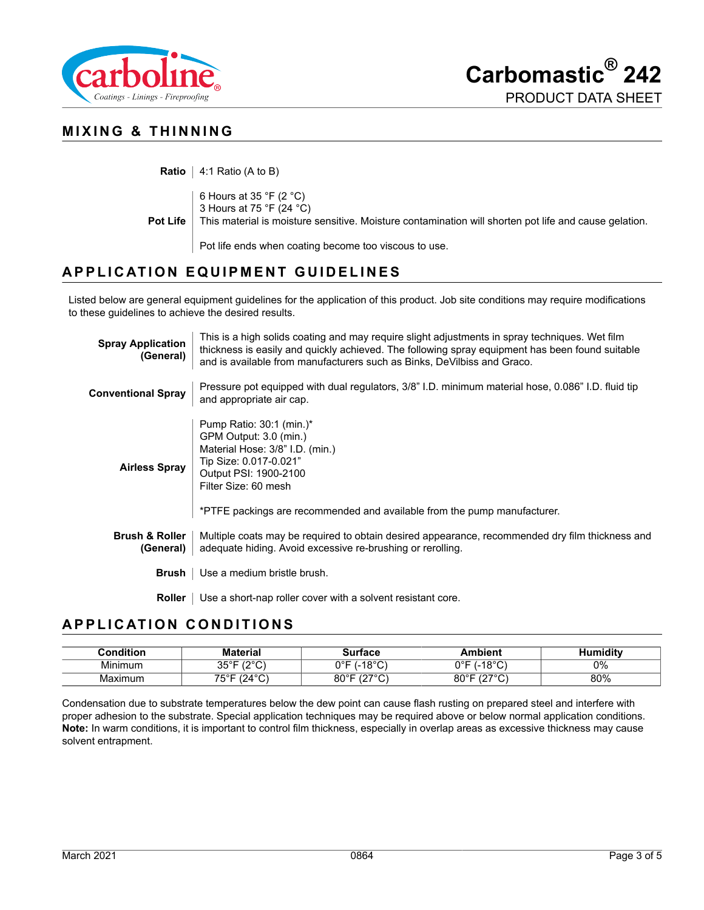## MIXING & THINNING

**Ratio** | 4:1 Ratio (A to B)

**Pot Life**
6 Hours at 35 °F (2 °C)
3 Hours at 75 °F (24 °C)
This material is moisture sensitive. Moisture contamination will shorten pot life and cause gelation.

Pot life ends when coating become too viscous to use.

## APPLICATION EQUIPMENT GUIDELINES

Listed below are general equipment guidelines for the application of this product. Job site conditions may require modifications to these guidelines to achieve the desired results.

**Spray Application (General)**
This is a high solids coating and may require slight adjustments in spray techniques. Wet film thickness is easily and quickly achieved. The following spray equipment has been found suitable and is available from manufacturers such as Binks, DeVilbiss and Graco.

**Conventional Spray**
Pressure pot equipped with dual regulators, 3/8" I.D. minimum material hose, 0.086" I.D. fluid tip and appropriate air cap.

**Airless Spray**
Pump Ratio: 30:1 (min.)*
GPM Output: 3.0 (min.)
Material Hose: 3/8" I.D. (min.)
Tip Size: 0.017-0.021"
Output PSI: 1900-2100
Filter Size: 60 mesh

*PTFE packings are recommended and available from the pump manufacturer.

**Brush & Roller (General)**
Multiple coats may be required to obtain desired appearance, recommended dry film thickness and adequate hiding. Avoid excessive re-brushing or rerolling.

**Brush**
Use a medium bristle brush.

**Roller**
Use a short-nap roller cover with a solvent resistant core.

## APPLICATION CONDITIONS

| Condition | Material | Surface | Ambient | Humidity |
|---|---|---|---|---|
| Minimum | 35°F (2°C) | 0°F (-18°C) | 0°F (-18°C) | 0% |
| Maximum | 75°F (24°C) | 80°F (27°C) | 80°F (27°C) | 80% |

Condensation due to substrate temperatures below the dew point can cause flash rusting on prepared steel and interfere with proper adhesion to the substrate. Special application techniques may be required above or below normal application conditions. **Note:** In warm conditions, it is important to control film thickness, especially in overlap areas as excessive thickness may cause solvent entrapment.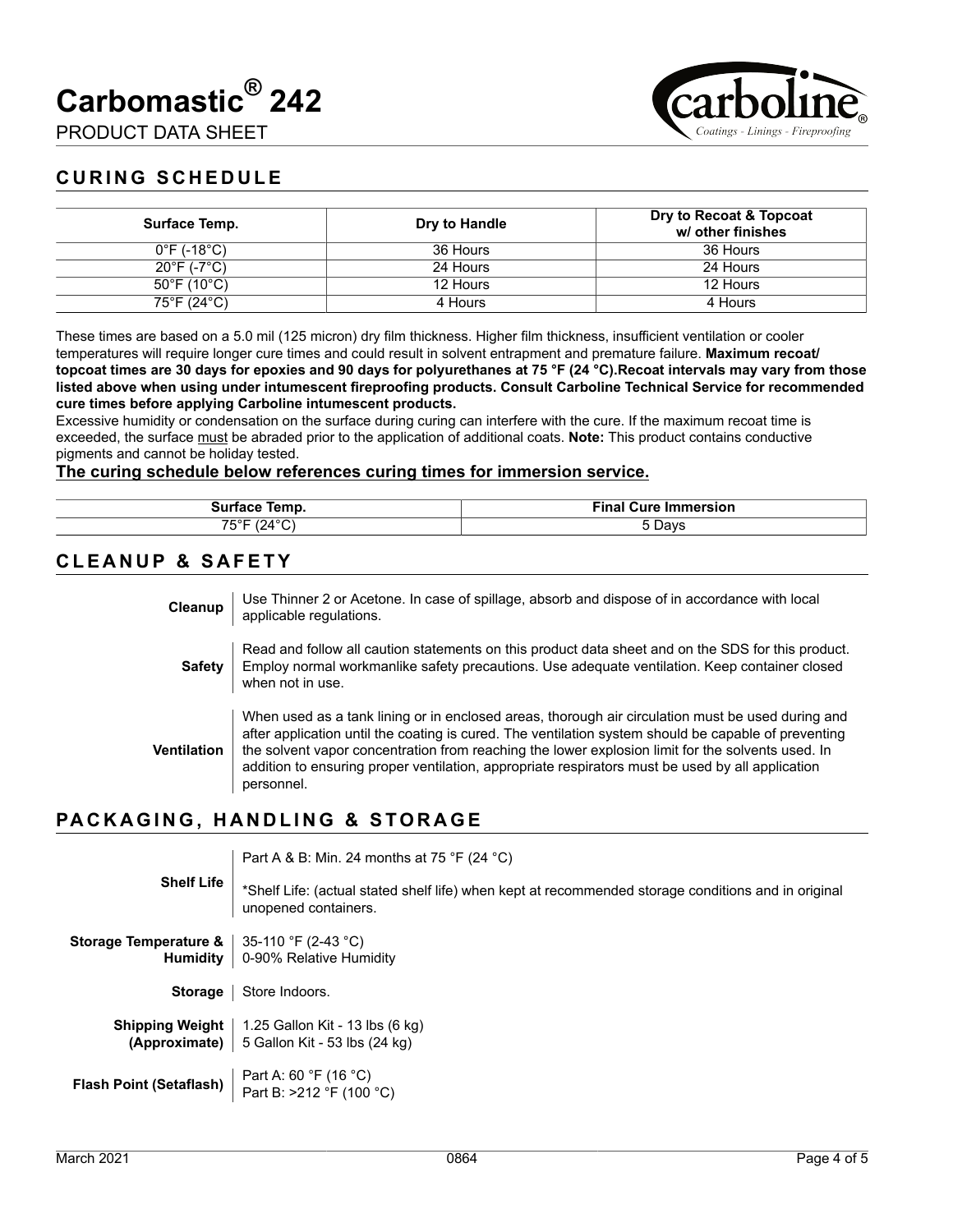## CURING SCHEDULE

| Surface Temp. | Dry to Handle | Dry to Recoat & Topcoat w/ other finishes |
|---|---|---|
| 0°F (-18°C) | 36 Hours | 36 Hours |
| 20°F (-7°C) | 24 Hours | 24 Hours |
| 50°F (10°C) | 12 Hours | 12 Hours |
| 75°F (24°C) | 4 Hours | 4 Hours |

These times are based on a 5.0 mil (125 micron) dry film thickness. Higher film thickness, insufficient ventilation or cooler temperatures will require longer cure times and could result in solvent entrapment and premature failure. **Maximum recoat/ topcoat times are 30 days for epoxies and 90 days for polyurethanes at 75 °F (24 °C).Recoat intervals may vary from those listed above when using under intumescent fireproofing products. Consult Carboline Technical Service for recommended cure times before applying Carboline intumescent products.**

Excessive humidity or condensation on the surface during curing can interfere with the cure. If the maximum recoat time is exceeded, the surface must be abraded prior to the application of additional coats. **Note:** This product contains conductive pigments and cannot be holiday tested.

**The curing schedule below references curing times for immersion service.**

| Surface Temp. | Final Cure Immersion |
|---|---|
| 75°F (24°C) | 5 Days |

## CLEANUP & SAFETY

**Cleanup**: Use Thinner 2 or Acetone. In case of spillage, absorb and dispose of in accordance with local applicable regulations.

**Safety**: Read and follow all caution statements on this product data sheet and on the SDS for this product. Employ normal workmanlike safety precautions. Use adequate ventilation. Keep container closed when not in use.

**Ventilation**: When used as a tank lining or in enclosed areas, thorough air circulation must be used during and after application until the coating is cured. The ventilation system should be capable of preventing the solvent vapor concentration from reaching the lower explosion limit for the solvents used. In addition to ensuring proper ventilation, appropriate respirators must be used by all application personnel.

## PACKAGING, HANDLING & STORAGE

**Shelf Life**: Part A & B: Min. 24 months at 75 °F (24 °C)

*Shelf Life: (actual stated shelf life) when kept at recommended storage conditions and in original unopened containers.

**Storage Temperature & Humidity**: 35-110 °F (2-43 °C)
0-90% Relative Humidity

**Storage**: Store Indoors.

**Shipping Weight (Approximate)**: 1.25 Gallon Kit - 13 lbs (6 kg)
5 Gallon Kit - 53 lbs (24 kg)

**Flash Point (Setaflash)**: Part A: 60 °F (16 °C)
Part B: >212 °F (100 °C)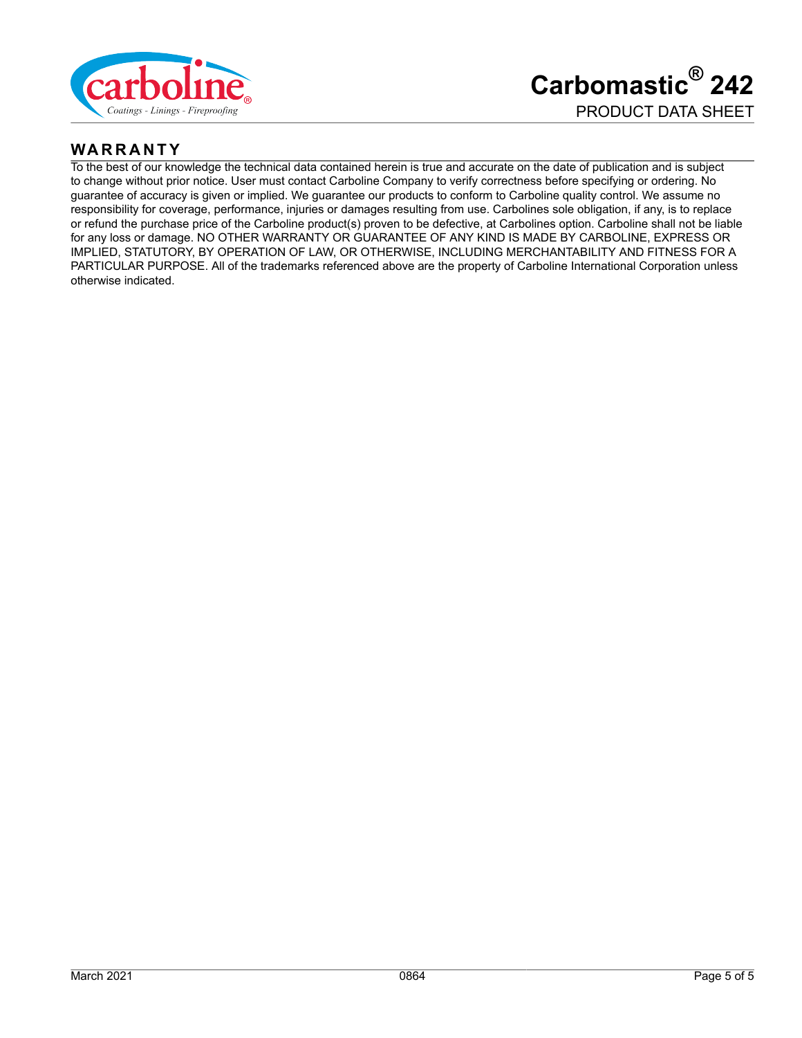## WARRANTY

To the best of our knowledge the technical data contained herein is true and accurate on the date of publication and is subject to change without prior notice. User must contact Carboline Company to verify correctness before specifying or ordering. No guarantee of accuracy is given or implied. We guarantee our products to conform to Carboline quality control. We assume no responsibility for coverage, performance, injuries or damages resulting from use. Carbolines sole obligation, if any, is to replace or refund the purchase price of the Carboline product(s) proven to be defective, at Carbolines option. Carboline shall not be liable for any loss or damage. NO OTHER WARRANTY OR GUARANTEE OF ANY KIND IS MADE BY CARBOLINE, EXPRESS OR IMPLIED, STATUTORY, BY OPERATION OF LAW, OR OTHERWISE, INCLUDING MERCHANTABILITY AND FITNESS FOR A PARTICULAR PURPOSE. All of the trademarks referenced above are the property of Carboline International Corporation unless otherwise indicated.